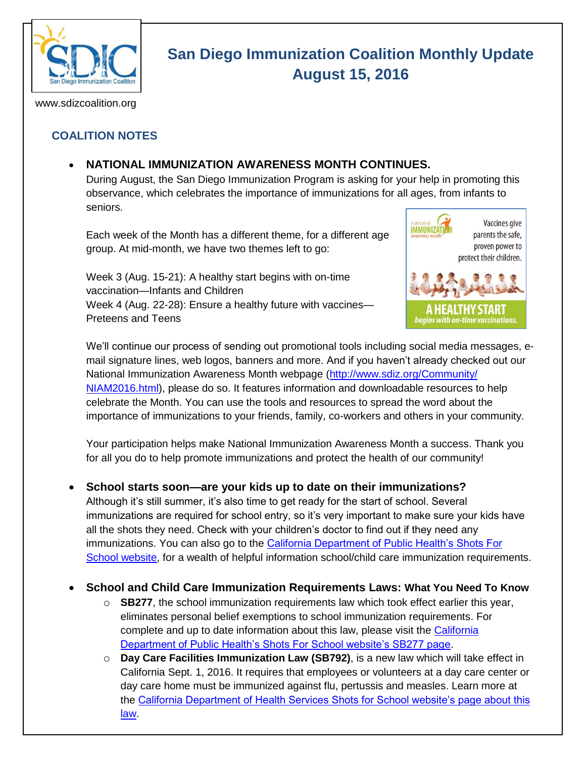# San Diego Immunization Coalition Monthly Update
## August 15, 2016

www.sdizcoalition.org

## COALITION NOTES

- **NATIONAL IMMUNIZATION AWARENESS MONTH CONTINUES.**
  During August, the San Diego Immunization Program is asking for your help in promoting this observance, which celebrates the importance of immunizations for all ages, from infants to seniors.

  Each week of the Month has a different theme, for a different age group. At mid-month, we have two themes left to go:

  Week 3 (Aug. 15-21): A healthy start begins with on-time vaccination—Infants and Children
  Week 4 (Aug. 22-28): Ensure a healthy future with vaccines—Preteens and Teens

  We'll continue our process of sending out promotional tools including social media messages, e-mail signature lines, web logos, banners and more. And if you haven't already checked out our National Immunization Awareness Month webpage (http://www.sdiz.org/Community/NIAM2016.html), please do so. It features information and downloadable resources to help celebrate the Month. You can use the tools and resources to spread the word about the importance of immunizations to your friends, family, co-workers and others in your community.

  Your participation helps make National Immunization Awareness Month a success. Thank you for all you do to help promote immunizations and protect the health of our community!

- **School starts soon—are your kids up to date on their immunizations?**
  Although it's still summer, it's also time to get ready for the start of school. Several immunizations are required for school entry, so it's very important to make sure your kids have all the shots they need. Check with your children's doctor to find out if they need any immunizations. You can also go to the California Department of Public Health's Shots For School website, for a wealth of helpful information school/child care immunization requirements.

- **School and Child Care Immunization Requirements Laws: What You Need To Know**
  - **SB277**, the school immunization requirements law which took effect earlier this year, eliminates personal belief exemptions to school immunization requirements. For complete and up to date information about this law, please visit the California Department of Public Health's Shots For School website's SB277 page.
  - **Day Care Facilities Immunization Law (SB792)**, is a new law which will take effect in California Sept. 1, 2016. It requires that employees or volunteers at a day care center or day care home must be immunized against flu, pertussis and measles. Learn more at the California Department of Health Services Shots for School website's page about this law.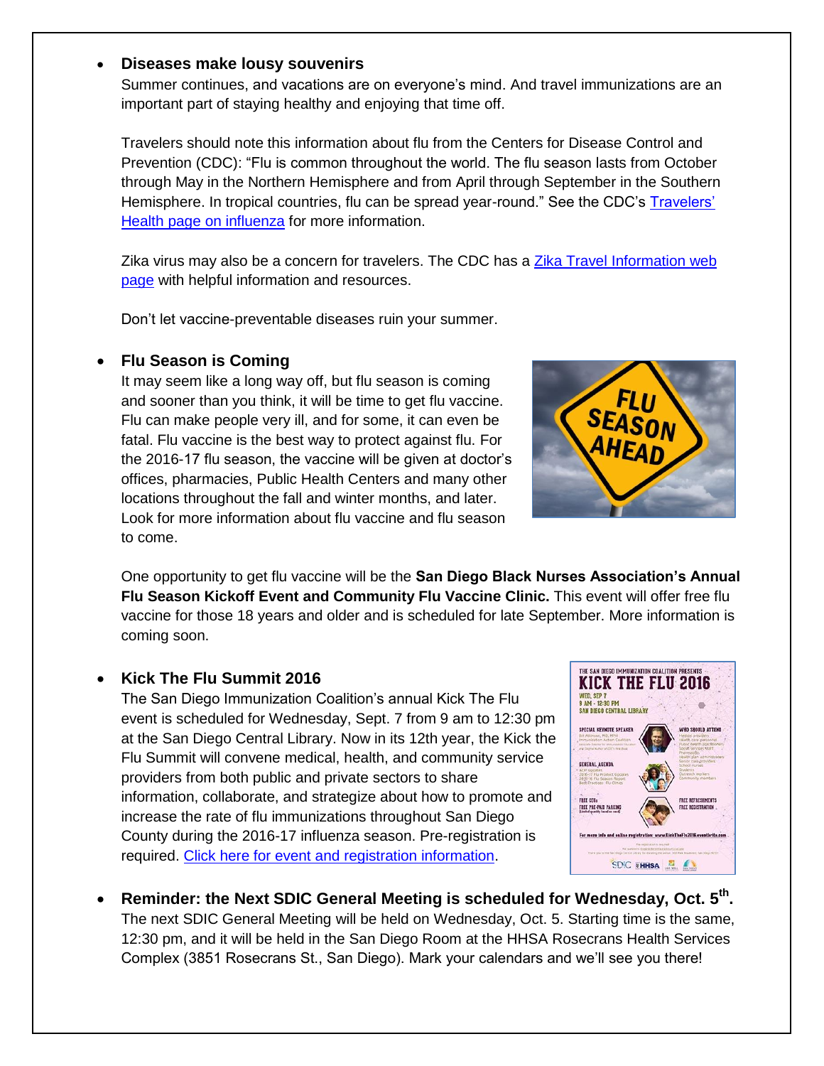- **Diseases make lousy souvenirs**

  Summer continues, and vacations are on everyone's mind. And travel immunizations are an important part of staying healthy and enjoying that time off.

  Travelers should note this information about flu from the Centers for Disease Control and Prevention (CDC): "Flu is common throughout the world. The flu season lasts from October through May in the Northern Hemisphere and from April through September in the Southern Hemisphere. In tropical countries, flu can be spread year-round." See the CDC's Travelers' Health page on influenza for more information.

  Zika virus may also be a concern for travelers. The CDC has a Zika Travel Information web page with helpful information and resources.

  Don't let vaccine-preventable diseases ruin your summer.

- **Flu Season is Coming**

  It may seem like a long way off, but flu season is coming and sooner than you think, it will be time to get flu vaccine. Flu can make people very ill, and for some, it can even be fatal. Flu vaccine is the best way to protect against flu. For the 2016-17 flu season, the vaccine will be given at doctor's offices, pharmacies, Public Health Centers and many other locations throughout the fall and winter months, and later. Look for more information about flu vaccine and flu season to come.

  One opportunity to get flu vaccine will be the **San Diego Black Nurses Association's Annual Flu Season Kickoff Event and Community Flu Vaccine Clinic.** This event will offer free flu vaccine for those 18 years and older and is scheduled for late September. More information is coming soon.

- **Kick The Flu Summit 2016**

  The San Diego Immunization Coalition's annual Kick The Flu event is scheduled for Wednesday, Sept. 7 from 9 am to 12:30 pm at the San Diego Central Library. Now in its 12th year, the Kick the Flu Summit will convene medical, health, and community service providers from both public and private sectors to share information, collaborate, and strategize about how to promote and increase the rate of flu immunizations throughout San Diego County during the 2016-17 influenza season. Pre-registration is required. Click here for event and registration information.

- **Reminder: the Next SDIC General Meeting is scheduled for Wednesday, Oct. 5th.**

  The next SDIC General Meeting will be held on Wednesday, Oct. 5. Starting time is the same, 12:30 pm, and it will be held in the San Diego Room at the HHSA Rosecrans Health Services Complex (3851 Rosecrans St., San Diego). Mark your calendars and we'll see you there!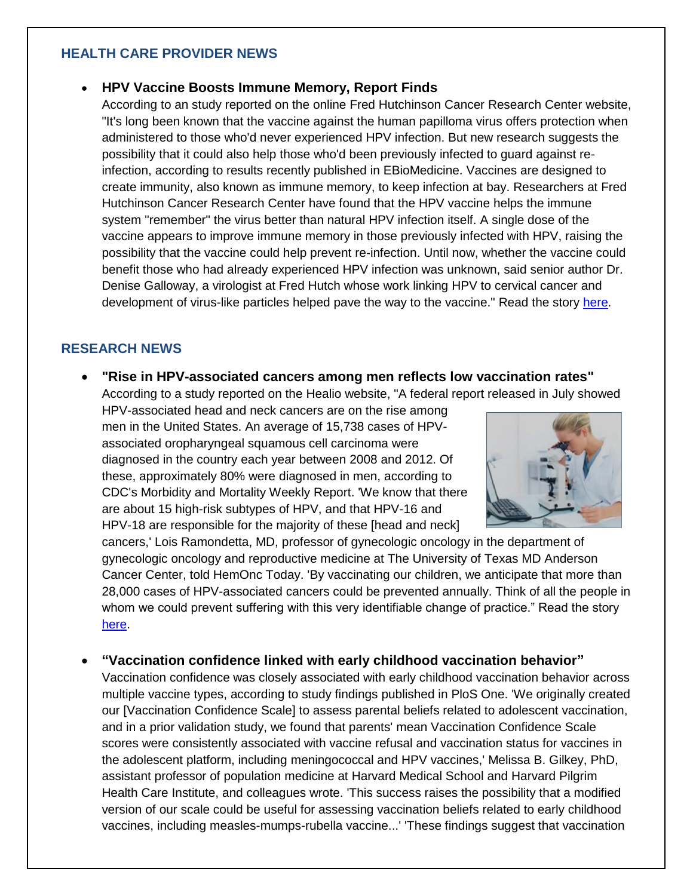## HEALTH CARE PROVIDER NEWS

- **HPV Vaccine Boosts Immune Memory, Report Finds**
  According to an study reported on the online Fred Hutchinson Cancer Research Center website, "It's long been known that the vaccine against the human papilloma virus offers protection when administered to those who'd never experienced HPV infection. But new research suggests the possibility that it could also help those who'd been previously infected to guard against re-infection, according to results recently published in EBioMedicine. Vaccines are designed to create immunity, also known as immune memory, to keep infection at bay. Researchers at Fred Hutchinson Cancer Research Center have found that the HPV vaccine helps the immune system "remember" the virus better than natural HPV infection itself. A single dose of the vaccine appears to improve immune memory in those previously infected with HPV, raising the possibility that the vaccine could help prevent re-infection. Until now, whether the vaccine could benefit those who had already experienced HPV infection was unknown, said senior author Dr. Denise Galloway, a virologist at Fred Hutch whose work linking HPV to cervical cancer and development of virus-like particles helped pave the way to the vaccine." Read the story here.

## RESEARCH NEWS

- **"Rise in HPV-associated cancers among men reflects low vaccination rates"**
  According to a study reported on the Healio website, "A federal report released in July showed HPV-associated head and neck cancers are on the rise among men in the United States. An average of 15,738 cases of HPV-associated oropharyngeal squamous cell carcinoma were diagnosed in the country each year between 2008 and 2012. Of these, approximately 80% were diagnosed in men, according to CDC's Morbidity and Mortality Weekly Report. 'We know that there are about 15 high-risk subtypes of HPV, and that HPV-16 and HPV-18 are responsible for the majority of these [head and neck] cancers,' Lois Ramondetta, MD, professor of gynecologic oncology in the department of gynecologic oncology and reproductive medicine at The University of Texas MD Anderson Cancer Center, told HemOnc Today. 'By vaccinating our children, we anticipate that more than 28,000 cases of HPV-associated cancers could be prevented annually. Think of all the people in whom we could prevent suffering with this very identifiable change of practice." Read the story here.

- **"Vaccination confidence linked with early childhood vaccination behavior"**
  Vaccination confidence was closely associated with early childhood vaccination behavior across multiple vaccine types, according to study findings published in PloS One. 'We originally created our [Vaccination Confidence Scale] to assess parental beliefs related to adolescent vaccination, and in a prior validation study, we found that parents' mean Vaccination Confidence Scale scores were consistently associated with vaccine refusal and vaccination status for vaccines in the adolescent platform, including meningococcal and HPV vaccines,' Melissa B. Gilkey, PhD, assistant professor of population medicine at Harvard Medical School and Harvard Pilgrim Health Care Institute, and colleagues wrote. 'This success raises the possibility that a modified version of our scale could be useful for assessing vaccination beliefs related to early childhood vaccines, including measles-mumps-rubella vaccine...' 'These findings suggest that vaccination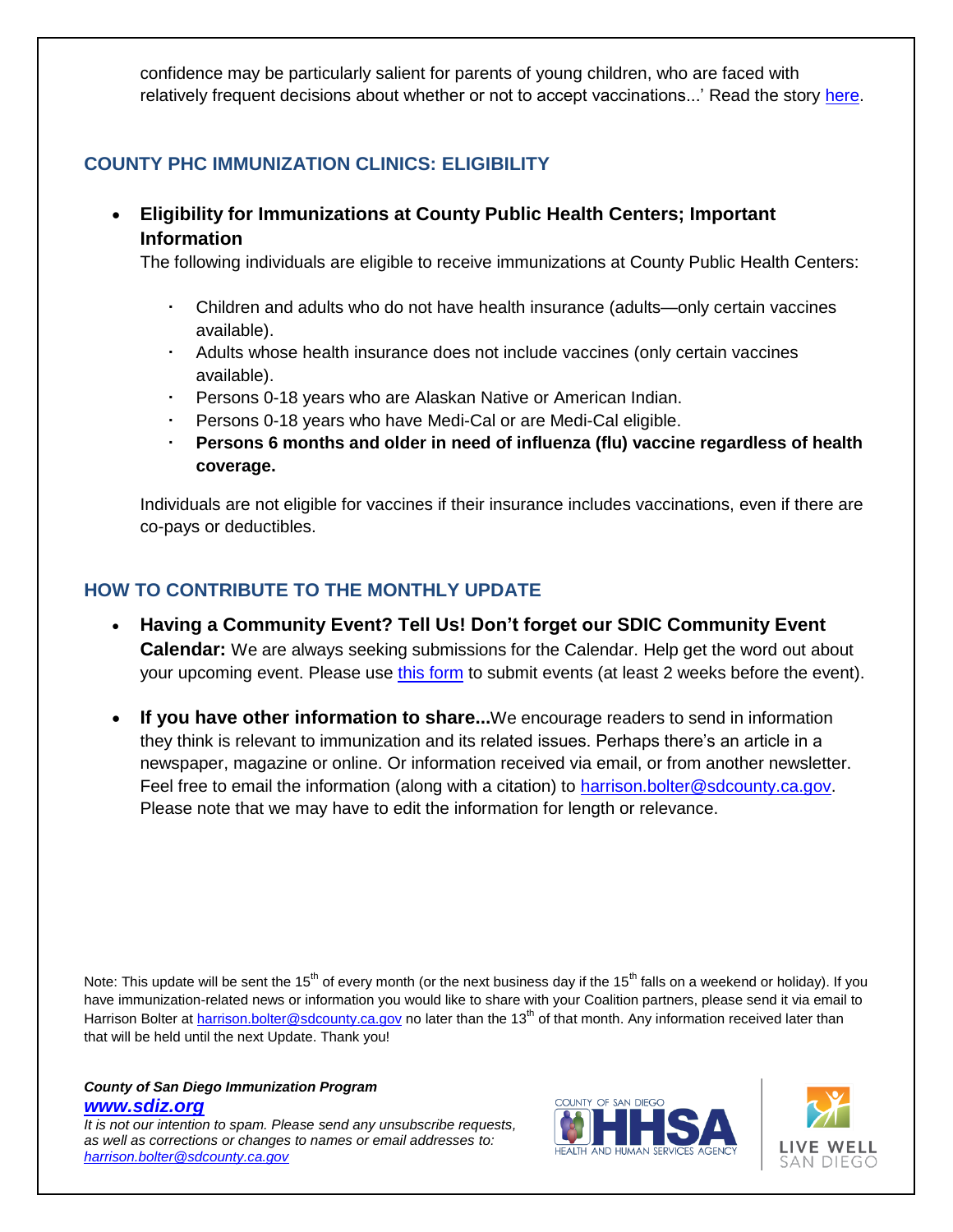confidence may be particularly salient for parents of young children, who are faced with relatively frequent decisions about whether or not to accept vaccinations...' Read the story here.

## COUNTY PHC IMMUNIZATION CLINICS: ELIGIBILITY

- **Eligibility for Immunizations at County Public Health Centers; Important Information**

  The following individuals are eligible to receive immunizations at County Public Health Centers:

  - Children and adults who do not have health insurance (adults—only certain vaccines available).
  - Adults whose health insurance does not include vaccines (only certain vaccines available).
  - Persons 0-18 years who are Alaskan Native or American Indian.
  - Persons 0-18 years who have Medi-Cal or are Medi-Cal eligible.
  - **Persons 6 months and older in need of influenza (flu) vaccine regardless of health coverage.**

  Individuals are not eligible for vaccines if their insurance includes vaccinations, even if there are co-pays or deductibles.

## HOW TO CONTRIBUTE TO THE MONTHLY UPDATE

- **Having a Community Event? Tell Us! Don't forget our SDIC Community Event Calendar:** We are always seeking submissions for the Calendar. Help get the word out about your upcoming event. Please use this form to submit events (at least 2 weeks before the event).

- **If you have other information to share...** We encourage readers to send in information they think is relevant to immunization and its related issues. Perhaps there's an article in a newspaper, magazine or online. Or information received via email, or from another newsletter. Feel free to email the information (along with a citation) to harrison.bolter@sdcounty.ca.gov. Please note that we may have to edit the information for length or relevance.

Note: This update will be sent the 15th of every month (or the next business day if the 15th falls on a weekend or holiday). If you have immunization-related news or information you would like to share with your Coalition partners, please send it via email to Harrison Bolter at harrison.bolter@sdcounty.ca.gov no later than the 13th of that month. Any information received later than that will be held until the next Update. Thank you!

***County of San Diego Immunization Program***

***www.sdiz.org***

*It is not our intention to spam. Please send any unsubscribe requests, as well as corrections or changes to names or email addresses to: harrison.bolter@sdcounty.ca.gov*

COUNTY OF SAN DIEGO HHSA HEALTH AND HUMAN SERVICES AGENCY

LIVE WELL SAN DIEGO